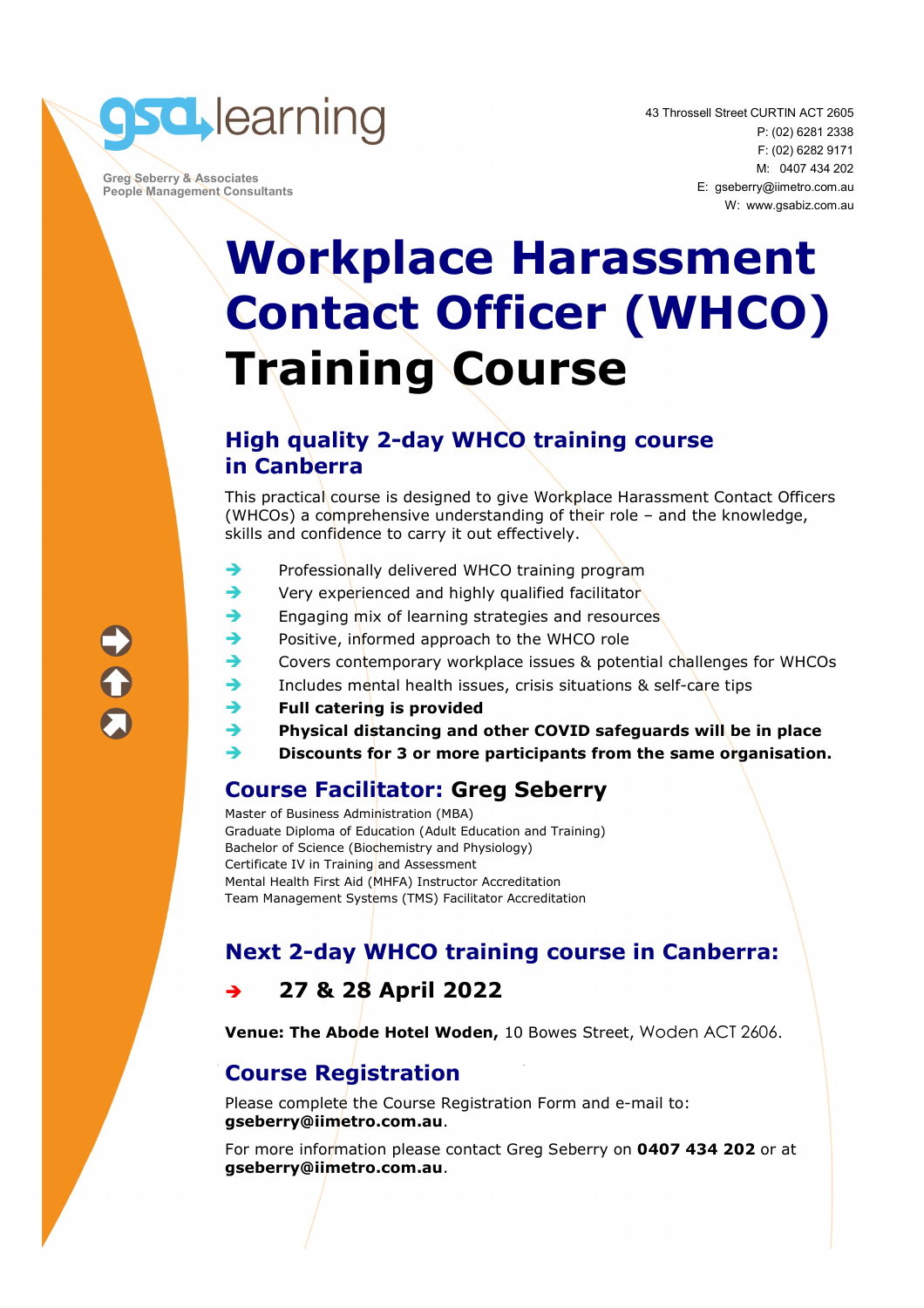gsa learning

Greg Seberry & Associates
People Management Consultants

43 Throssell Street CURTIN ACT 2605
P: (02) 6281 2338
F: (02) 6282 9171
M: 0407 434 202
E: gseberry@iimetro.com.au
W: www.gsabiz.com.au

# Workplace Harassment Contact Officer (WHCO) Training Course

## High quality 2-day WHCO training course in Canberra

This practical course is designed to give Workplace Harassment Contact Officers (WHCOs) a comprehensive understanding of their role – and the knowledge, skills and confidence to carry it out effectively.

- Professionally delivered WHCO training program
- Very experienced and highly qualified facilitator
- Engaging mix of learning strategies and resources
- Positive, informed approach to the WHCO role
- Covers contemporary workplace issues & potential challenges for WHCOs
- Includes mental health issues, crisis situations & self-care tips
- **Full catering is provided**
- **Physical distancing and other COVID safeguards will be in place**
- **Discounts for 3 or more participants from the same organisation.**

## Course Facilitator: Greg Seberry

Master of Business Administration (MBA)
Graduate Diploma of Education (Adult Education and Training)
Bachelor of Science (Biochemistry and Physiology)
Certificate IV in Training and Assessment
Mental Health First Aid (MHFA) Instructor Accreditation
Team Management Systems (TMS) Facilitator Accreditation

## Next 2-day WHCO training course in Canberra:

- **27 & 28 April 2022**

**Venue: The Abode Hotel Woden,** 10 Bowes Street, Woden ACT 2606.

## Course Registration

Please complete the Course Registration Form and e-mail to: **gseberry@iimetro.com.au**.

For more information please contact Greg Seberry on **0407 434 202** or at **gseberry@iimetro.com.au**.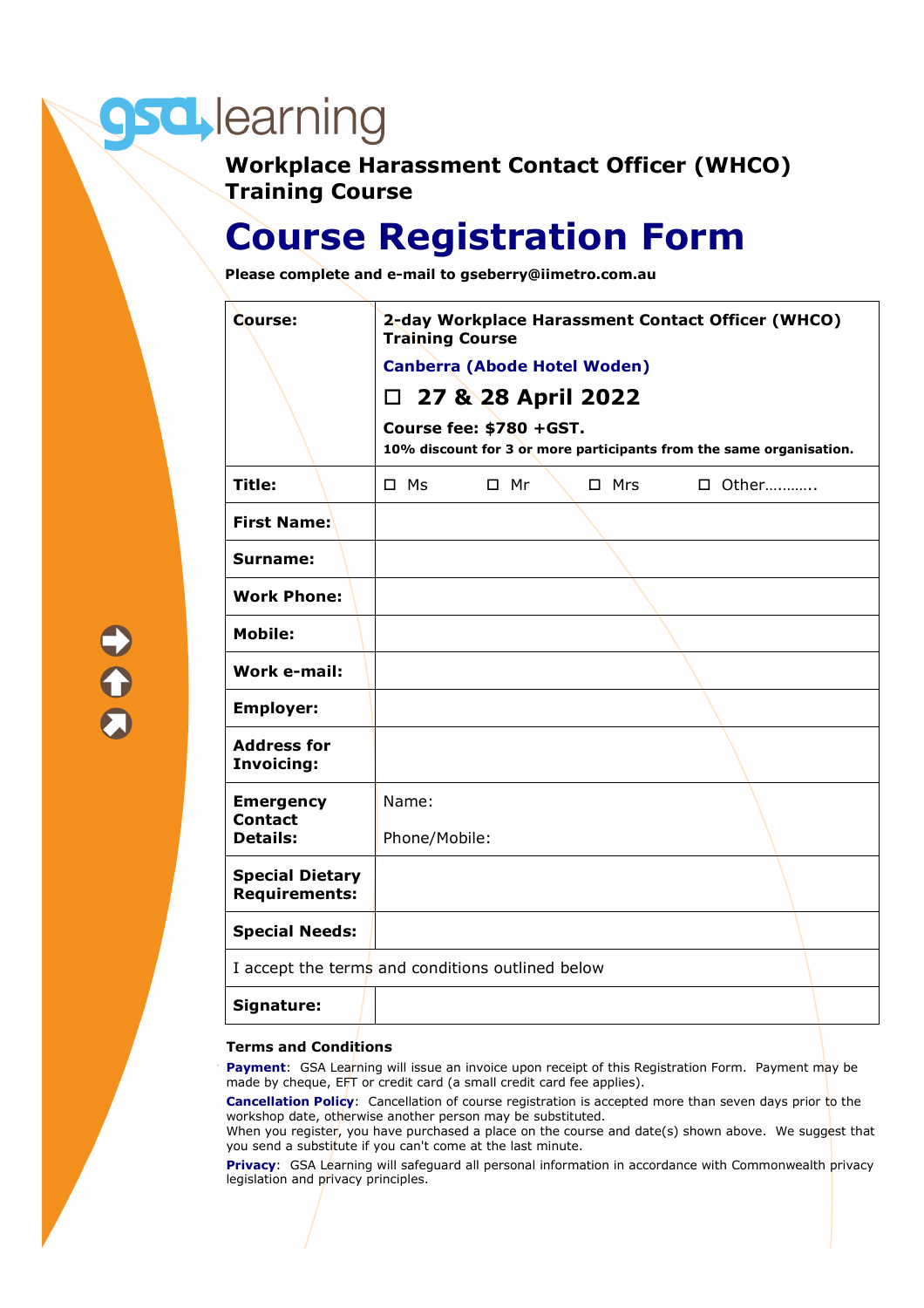gsa learning

## Workplace Harassment Contact Officer (WHCO) Training Course

# Course Registration Form

**Please complete and e-mail to gseberry@iimetro.com.au**

| | |
|---|---|
| **Course:** | **2-day Workplace Harassment Contact Officer (WHCO) Training Course**<br>**Canberra (Abode Hotel Woden)**<br>☐ **27 & 28 April 2022**<br>**Course fee: $780 +GST.**<br>**10% discount for 3 or more participants from the same organisation.** |
| **Title:** | ☐ Ms ☐ Mr ☐ Mrs ☐ Other……….. |
| **First Name:** | |
| **Surname:** | |
| **Work Phone:** | |
| **Mobile:** | |
| **Work e-mail:** | |
| **Employer:** | |
| **Address for Invoicing:** | |
| **Emergency Contact Details:** | Name:<br>Phone/Mobile: |
| **Special Dietary Requirements:** | |
| **Special Needs:** | |
| I accept the terms and conditions outlined below | |
| **Signature:** | |

**Terms and Conditions**

**Payment**: GSA Learning will issue an invoice upon receipt of this Registration Form. Payment may be made by cheque, EFT or credit card (a small credit card fee applies).

**Cancellation Policy**: Cancellation of course registration is accepted more than seven days prior to the workshop date, otherwise another person may be substituted.
When you register, you have purchased a place on the course and date(s) shown above. We suggest that you send a substitute if you can't come at the last minute.

**Privacy**: GSA Learning will safeguard all personal information in accordance with Commonwealth privacy legislation and privacy principles.